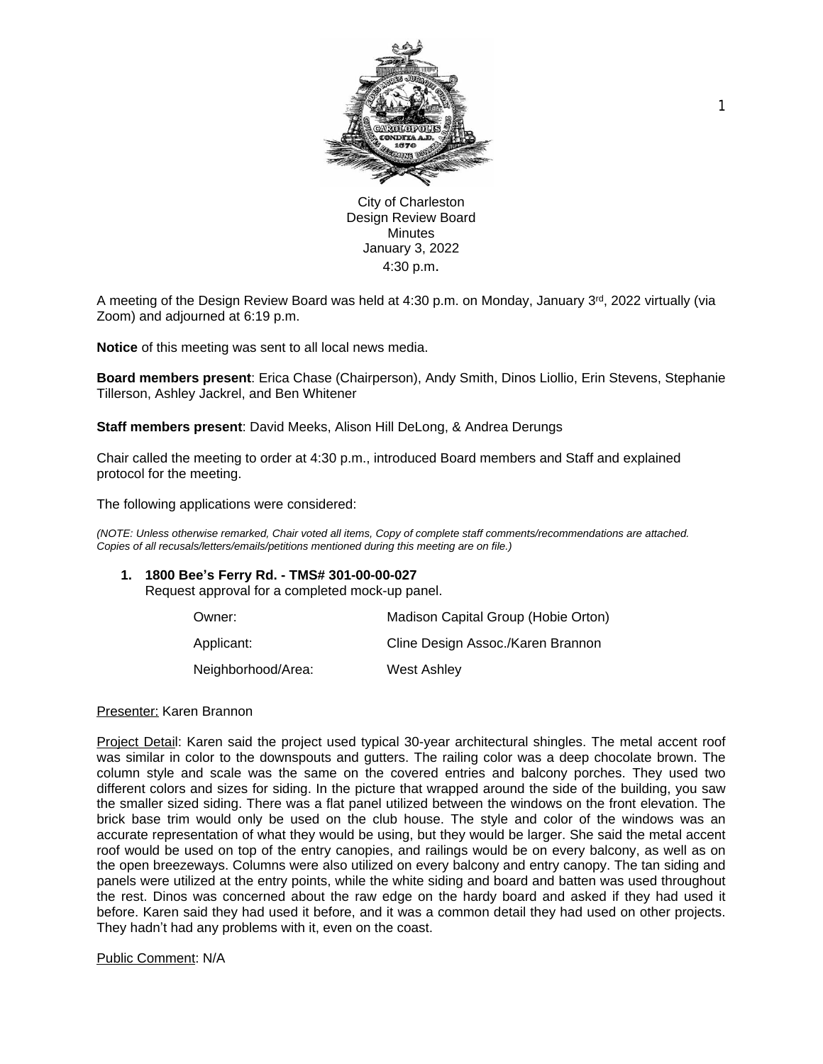City of Charleston
Design Review Board
Minutes
January 3, 2022
4:30 p.m.

A meeting of the Design Review Board was held at 4:30 p.m. on Monday, January 3rd, 2022 virtually (via Zoom) and adjourned at 6:19 p.m.

**Notice** of this meeting was sent to all local news media.

**Board members present**: Erica Chase (Chairperson), Andy Smith, Dinos Liollio, Erin Stevens, Stephanie Tillerson, Ashley Jackrel, and Ben Whitener

**Staff members present**: David Meeks, Alison Hill DeLong, & Andrea Derungs

Chair called the meeting to order at 4:30 p.m., introduced Board members and Staff and explained protocol for the meeting.

The following applications were considered:

*(NOTE: Unless otherwise remarked, Chair voted all items, Copy of complete staff comments/recommendations are attached. Copies of all recusals/letters/emails/petitions mentioned during this meeting are on file.)*

**1. 1800 Bee's Ferry Rd. - TMS# 301-00-00-027**
Request approval for a completed mock-up panel.

| | |
|---|---|
| Owner: | Madison Capital Group (Hobie Orton) |
| Applicant: | Cline Design Assoc./Karen Brannon |
| Neighborhood/Area: | West Ashley |

Presenter: Karen Brannon

Project Detail: Karen said the project used typical 30-year architectural shingles. The metal accent roof was similar in color to the downspouts and gutters. The railing color was a deep chocolate brown. The column style and scale was the same on the covered entries and balcony porches. They used two different colors and sizes for siding. In the picture that wrapped around the side of the building, you saw the smaller sized siding. There was a flat panel utilized between the windows on the front elevation. The brick base trim would only be used on the club house. The style and color of the windows was an accurate representation of what they would be using, but they would be larger. She said the metal accent roof would be used on top of the entry canopies, and railings would be on every balcony, as well as on the open breezeways. Columns were also utilized on every balcony and entry canopy. The tan siding and panels were utilized at the entry points, while the white siding and board and batten was used throughout the rest. Dinos was concerned about the raw edge on the hardy board and asked if they had used it before. Karen said they had used it before, and it was a common detail they had used on other projects. They hadn't had any problems with it, even on the coast.

Public Comment: N/A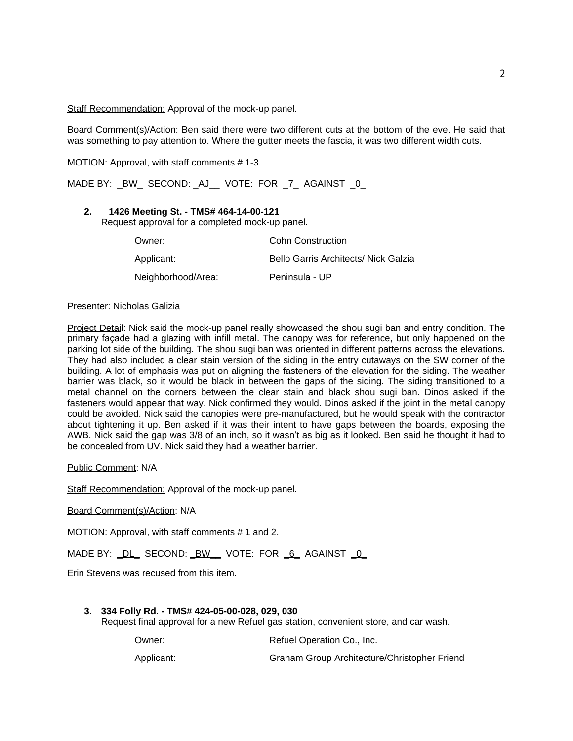Staff Recommendation: Approval of the mock-up panel.

Board Comment(s)/Action: Ben said there were two different cuts at the bottom of the eve. He said that was something to pay attention to. Where the gutter meets the fascia, it was two different width cuts.

MOTION: Approval, with staff comments # 1-3.

MADE BY: _BW_ SECOND: _AJ__ VOTE: FOR _7_ AGAINST _0_

**2. 1426 Meeting St. - TMS# 464-14-00-121**
Request approval for a completed mock-up panel.

| | |
|---|---|
| Owner: | Cohn Construction |
| Applicant: | Bello Garris Architects/ Nick Galzia |
| Neighborhood/Area: | Peninsula - UP |

Presenter: Nicholas Galizia

Project Detail: Nick said the mock-up panel really showcased the shou sugi ban and entry condition. The primary façade had a glazing with infill metal. The canopy was for reference, but only happened on the parking lot side of the building. The shou sugi ban was oriented in different patterns across the elevations. They had also included a clear stain version of the siding in the entry cutaways on the SW corner of the building. A lot of emphasis was put on aligning the fasteners of the elevation for the siding. The weather barrier was black, so it would be black in between the gaps of the siding. The siding transitioned to a metal channel on the corners between the clear stain and black shou sugi ban. Dinos asked if the fasteners would appear that way. Nick confirmed they would. Dinos asked if the joint in the metal canopy could be avoided. Nick said the canopies were pre-manufactured, but he would speak with the contractor about tightening it up. Ben asked if it was their intent to have gaps between the boards, exposing the AWB. Nick said the gap was 3/8 of an inch, so it wasn't as big as it looked. Ben said he thought it had to be concealed from UV. Nick said they had a weather barrier.

Public Comment: N/A

Staff Recommendation: Approval of the mock-up panel.

Board Comment(s)/Action: N/A

MOTION: Approval, with staff comments # 1 and 2.

MADE BY: _DL_ SECOND: _BW__ VOTE: FOR _6_ AGAINST _0_

Erin Stevens was recused from this item.

**3. 334 Folly Rd. - TMS# 424-05-00-028, 029, 030**
Request final approval for a new Refuel gas station, convenient store, and car wash.

| | |
|---|---|
| Owner: | Refuel Operation Co., Inc. |
| Applicant: | Graham Group Architecture/Christopher Friend |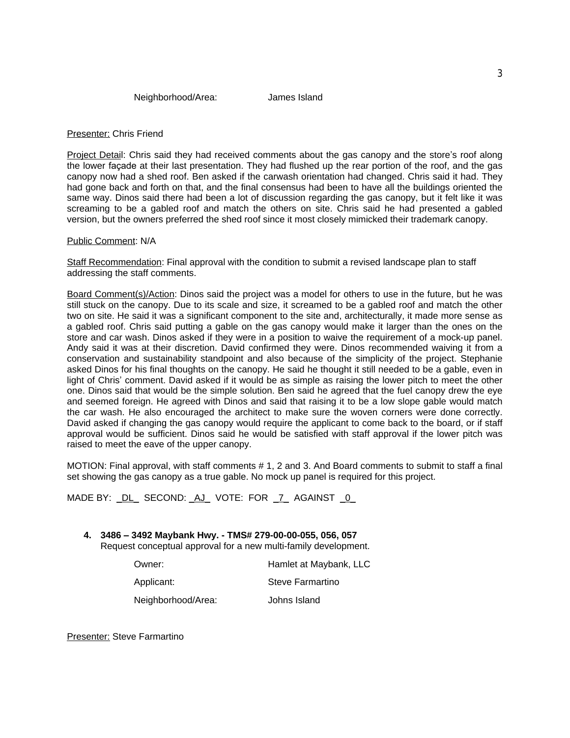Neighborhood/Area: James Island

Presenter: Chris Friend

Project Detail: Chris said they had received comments about the gas canopy and the store's roof along the lower façade at their last presentation. They had flushed up the rear portion of the roof, and the gas canopy now had a shed roof. Ben asked if the carwash orientation had changed. Chris said it had. They had gone back and forth on that, and the final consensus had been to have all the buildings oriented the same way. Dinos said there had been a lot of discussion regarding the gas canopy, but it felt like it was screaming to be a gabled roof and match the others on site. Chris said he had presented a gabled version, but the owners preferred the shed roof since it most closely mimicked their trademark canopy.

Public Comment: N/A

Staff Recommendation: Final approval with the condition to submit a revised landscape plan to staff addressing the staff comments.

Board Comment(s)/Action: Dinos said the project was a model for others to use in the future, but he was still stuck on the canopy. Due to its scale and size, it screamed to be a gabled roof and match the other two on site. He said it was a significant component to the site and, architecturally, it made more sense as a gabled roof. Chris said putting a gable on the gas canopy would make it larger than the ones on the store and car wash. Dinos asked if they were in a position to waive the requirement of a mock-up panel. Andy said it was at their discretion. David confirmed they were. Dinos recommended waiving it from a conservation and sustainability standpoint and also because of the simplicity of the project. Stephanie asked Dinos for his final thoughts on the canopy. He said he thought it still needed to be a gable, even in light of Chris' comment. David asked if it would be as simple as raising the lower pitch to meet the other one. Dinos said that would be the simple solution. Ben said he agreed that the fuel canopy drew the eye and seemed foreign. He agreed with Dinos and said that raising it to be a low slope gable would match the car wash. He also encouraged the architect to make sure the woven corners were done correctly. David asked if changing the gas canopy would require the applicant to come back to the board, or if staff approval would be sufficient. Dinos said he would be satisfied with staff approval if the lower pitch was raised to meet the eave of the upper canopy.

MOTION: Final approval, with staff comments # 1, 2 and 3. And Board comments to submit to staff a final set showing the gas canopy as a true gable. No mock up panel is required for this project.

MADE BY: _DL_ SECOND: _AJ_ VOTE: FOR _7_ AGAINST _0_

**4. 3486 – 3492 Maybank Hwy. - TMS# 279-00-00-055, 056, 057**
Request conceptual approval for a new multi-family development.

Owner: Hamlet at Maybank, LLC

Applicant: Steve Farmartino

Neighborhood/Area: Johns Island

Presenter: Steve Farmartino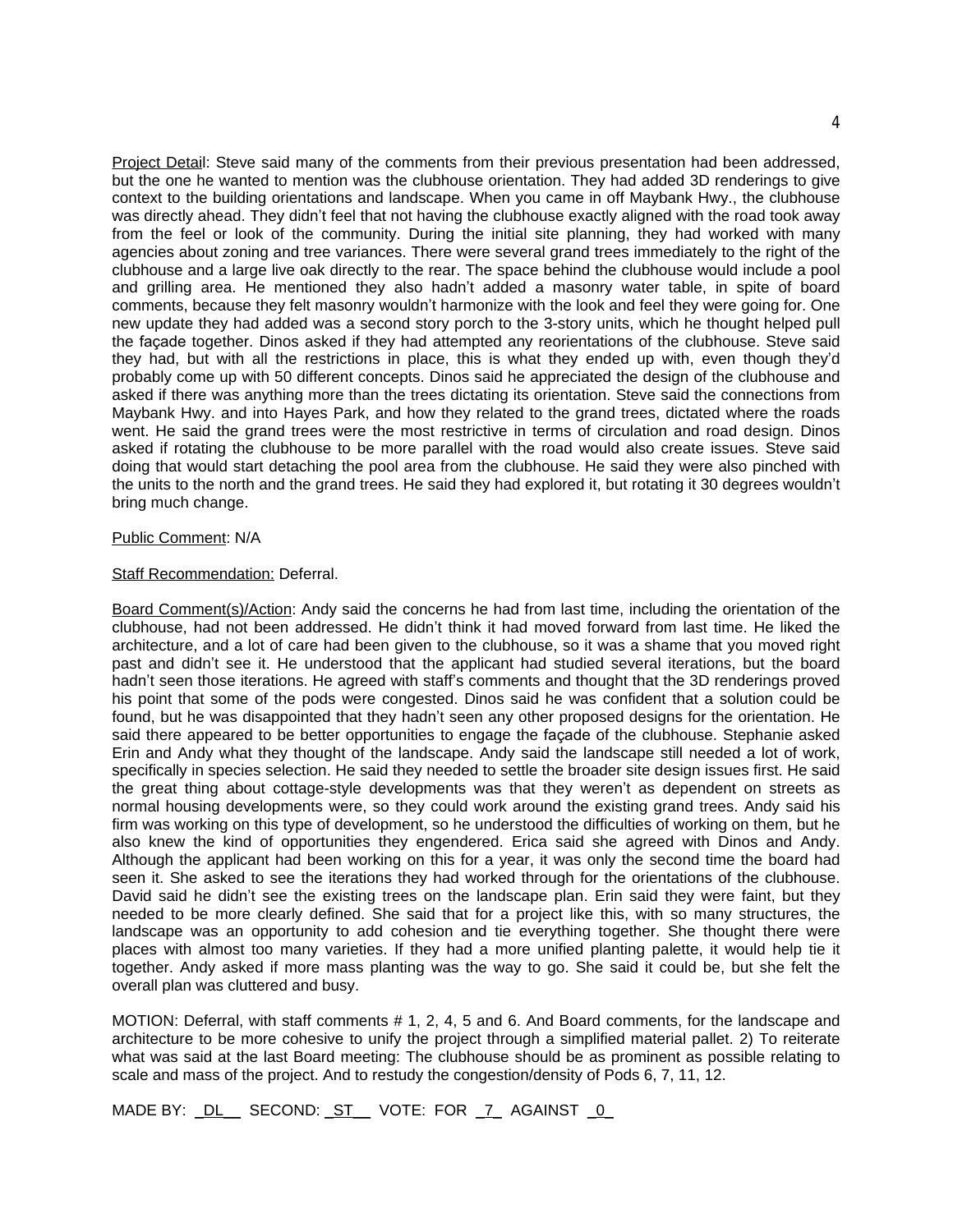Project Detail: Steve said many of the comments from their previous presentation had been addressed, but the one he wanted to mention was the clubhouse orientation. They had added 3D renderings to give context to the building orientations and landscape. When you came in off Maybank Hwy., the clubhouse was directly ahead. They didn't feel that not having the clubhouse exactly aligned with the road took away from the feel or look of the community. During the initial site planning, they had worked with many agencies about zoning and tree variances. There were several grand trees immediately to the right of the clubhouse and a large live oak directly to the rear. The space behind the clubhouse would include a pool and grilling area. He mentioned they also hadn't added a masonry water table, in spite of board comments, because they felt masonry wouldn't harmonize with the look and feel they were going for. One new update they had added was a second story porch to the 3-story units, which he thought helped pull the façade together. Dinos asked if they had attempted any reorientations of the clubhouse. Steve said they had, but with all the restrictions in place, this is what they ended up with, even though they'd probably come up with 50 different concepts. Dinos said he appreciated the design of the clubhouse and asked if there was anything more than the trees dictating its orientation. Steve said the connections from Maybank Hwy. and into Hayes Park, and how they related to the grand trees, dictated where the roads went. He said the grand trees were the most restrictive in terms of circulation and road design. Dinos asked if rotating the clubhouse to be more parallel with the road would also create issues. Steve said doing that would start detaching the pool area from the clubhouse. He said they were also pinched with the units to the north and the grand trees. He said they had explored it, but rotating it 30 degrees wouldn't bring much change.

Public Comment: N/A

Staff Recommendation: Deferral.

Board Comment(s)/Action: Andy said the concerns he had from last time, including the orientation of the clubhouse, had not been addressed. He didn't think it had moved forward from last time. He liked the architecture, and a lot of care had been given to the clubhouse, so it was a shame that you moved right past and didn't see it. He understood that the applicant had studied several iterations, but the board hadn't seen those iterations. He agreed with staff's comments and thought that the 3D renderings proved his point that some of the pods were congested. Dinos said he was confident that a solution could be found, but he was disappointed that they hadn't seen any other proposed designs for the orientation. He said there appeared to be better opportunities to engage the façade of the clubhouse. Stephanie asked Erin and Andy what they thought of the landscape. Andy said the landscape still needed a lot of work, specifically in species selection. He said they needed to settle the broader site design issues first. He said the great thing about cottage-style developments was that they weren't as dependent on streets as normal housing developments were, so they could work around the existing grand trees. Andy said his firm was working on this type of development, so he understood the difficulties of working on them, but he also knew the kind of opportunities they engendered. Erica said she agreed with Dinos and Andy. Although the applicant had been working on this for a year, it was only the second time the board had seen it. She asked to see the iterations they had worked through for the orientations of the clubhouse. David said he didn't see the existing trees on the landscape plan. Erin said they were faint, but they needed to be more clearly defined. She said that for a project like this, with so many structures, the landscape was an opportunity to add cohesion and tie everything together. She thought there were places with almost too many varieties. If they had a more unified planting palette, it would help tie it together. Andy asked if more mass planting was the way to go. She said it could be, but she felt the overall plan was cluttered and busy.

MOTION: Deferral, with staff comments # 1, 2, 4, 5 and 6. And Board comments, for the landscape and architecture to be more cohesive to unify the project through a simplified material pallet. 2) To reiterate what was said at the last Board meeting: The clubhouse should be as prominent as possible relating to scale and mass of the project. And to restudy the congestion/density of Pods 6, 7, 11, 12.

MADE BY: _DL__ SECOND: _ST__ VOTE: FOR _7_ AGAINST _0_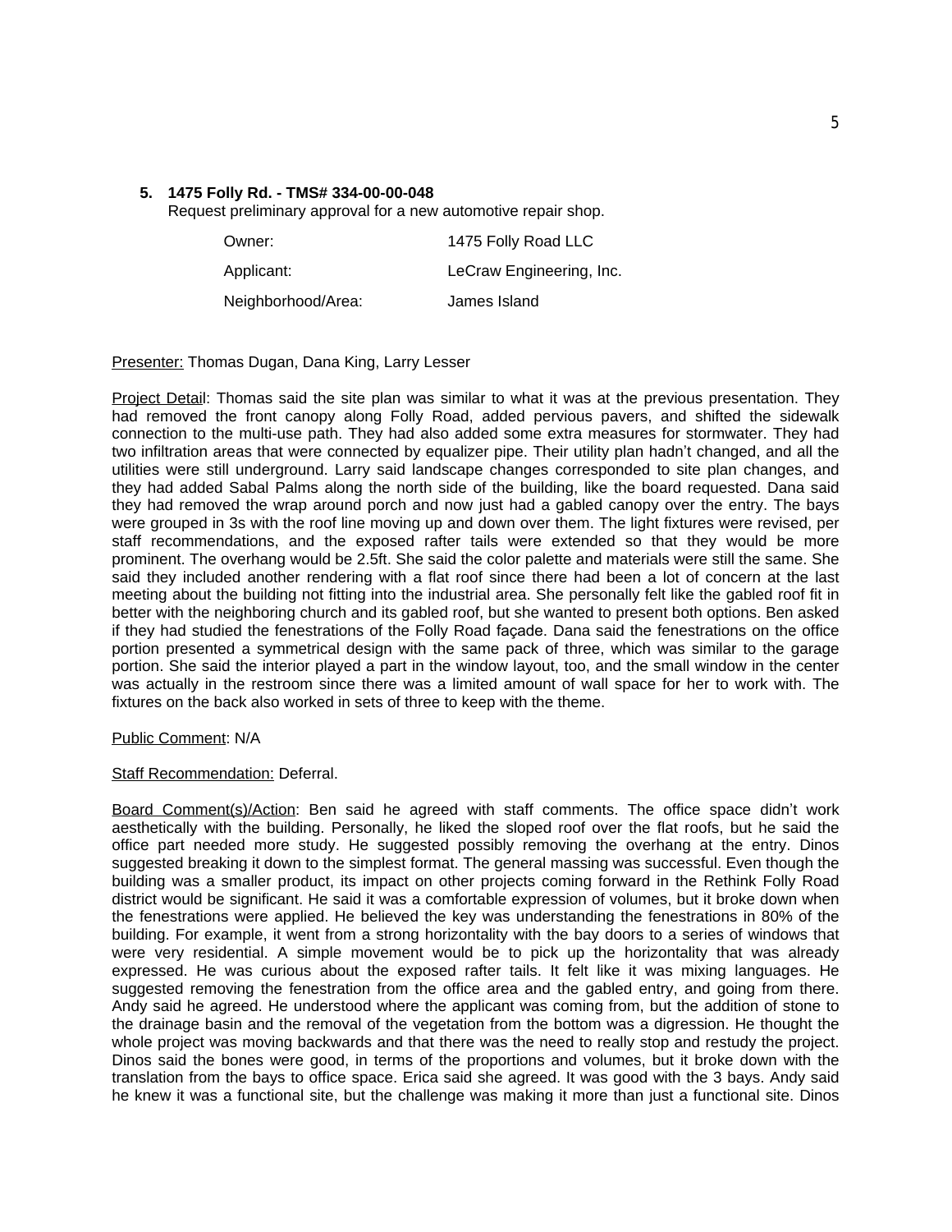**5. 1475 Folly Rd. - TMS# 334-00-00-048**

Request preliminary approval for a new automotive repair shop.

| | |
|---|---|
| Owner: | 1475 Folly Road LLC |
| Applicant: | LeCraw Engineering, Inc. |
| Neighborhood/Area: | James Island |

Presenter: Thomas Dugan, Dana King, Larry Lesser

Project Detail: Thomas said the site plan was similar to what it was at the previous presentation. They had removed the front canopy along Folly Road, added pervious pavers, and shifted the sidewalk connection to the multi-use path. They had also added some extra measures for stormwater. They had two infiltration areas that were connected by equalizer pipe. Their utility plan hadn't changed, and all the utilities were still underground. Larry said landscape changes corresponded to site plan changes, and they had added Sabal Palms along the north side of the building, like the board requested. Dana said they had removed the wrap around porch and now just had a gabled canopy over the entry. The bays were grouped in 3s with the roof line moving up and down over them. The light fixtures were revised, per staff recommendations, and the exposed rafter tails were extended so that they would be more prominent. The overhang would be 2.5ft. She said the color palette and materials were still the same. She said they included another rendering with a flat roof since there had been a lot of concern at the last meeting about the building not fitting into the industrial area. She personally felt like the gabled roof fit in better with the neighboring church and its gabled roof, but she wanted to present both options. Ben asked if they had studied the fenestrations of the Folly Road façade. Dana said the fenestrations on the office portion presented a symmetrical design with the same pack of three, which was similar to the garage portion. She said the interior played a part in the window layout, too, and the small window in the center was actually in the restroom since there was a limited amount of wall space for her to work with. The fixtures on the back also worked in sets of three to keep with the theme.

Public Comment: N/A

Staff Recommendation: Deferral.

Board Comment(s)/Action: Ben said he agreed with staff comments. The office space didn't work aesthetically with the building. Personally, he liked the sloped roof over the flat roofs, but he said the office part needed more study. He suggested possibly removing the overhang at the entry. Dinos suggested breaking it down to the simplest format. The general massing was successful. Even though the building was a smaller product, its impact on other projects coming forward in the Rethink Folly Road district would be significant. He said it was a comfortable expression of volumes, but it broke down when the fenestrations were applied. He believed the key was understanding the fenestrations in 80% of the building. For example, it went from a strong horizontality with the bay doors to a series of windows that were very residential. A simple movement would be to pick up the horizontality that was already expressed. He was curious about the exposed rafter tails. It felt like it was mixing languages. He suggested removing the fenestration from the office area and the gabled entry, and going from there. Andy said he agreed. He understood where the applicant was coming from, but the addition of stone to the drainage basin and the removal of the vegetation from the bottom was a digression. He thought the whole project was moving backwards and that there was the need to really stop and restudy the project. Dinos said the bones were good, in terms of the proportions and volumes, but it broke down with the translation from the bays to office space. Erica said she agreed. It was good with the 3 bays. Andy said he knew it was a functional site, but the challenge was making it more than just a functional site. Dinos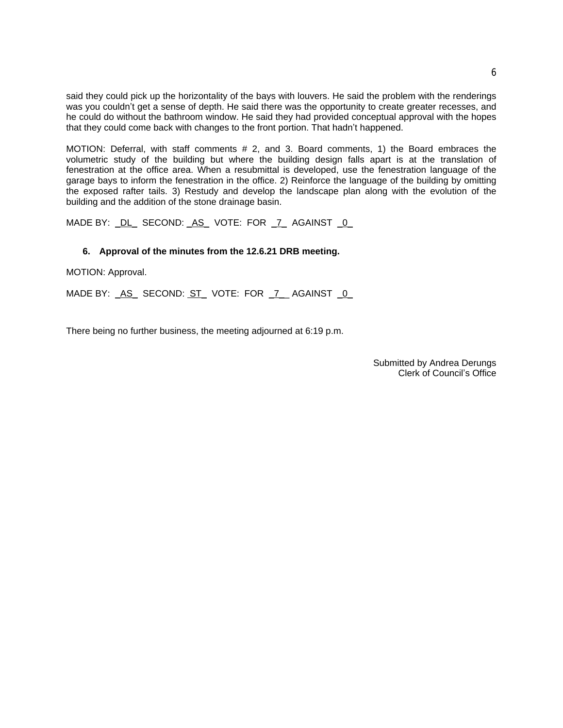said they could pick up the horizontality of the bays with louvers. He said the problem with the renderings was you couldn't get a sense of depth. He said there was the opportunity to create greater recesses, and he could do without the bathroom window. He said they had provided conceptual approval with the hopes that they could come back with changes to the front portion. That hadn't happened.

MOTION: Deferral, with staff comments # 2, and 3. Board comments, 1) the Board embraces the volumetric study of the building but where the building design falls apart is at the translation of fenestration at the office area. When a resubmittal is developed, use the fenestration language of the garage bays to inform the fenestration in the office. 2) Reinforce the language of the building by omitting the exposed rafter tails. 3) Restudy and develop the landscape plan along with the evolution of the building and the addition of the stone drainage basin.

MADE BY: _DL_ SECOND: _AS_ VOTE: FOR _7_ AGAINST _0_

**6. Approval of the minutes from the 12.6.21 DRB meeting.**

MOTION: Approval.

MADE BY: _AS_ SECOND: _ST_ VOTE: FOR _7__ AGAINST _0_

There being no further business, the meeting adjourned at 6:19 p.m.

Submitted by Andrea Derungs
Clerk of Council's Office